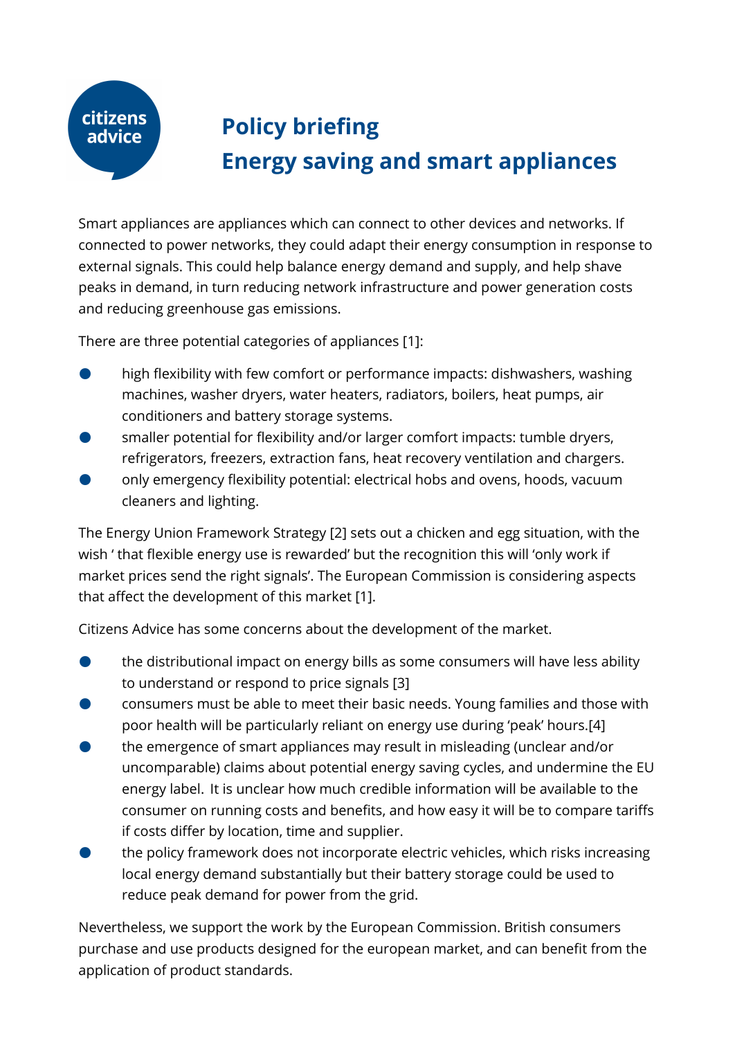citizens advice

# Policy briefing
# Energy saving and smart appliances

Smart appliances are appliances which can connect to other devices and networks. If connected to power networks, they could adapt their energy consumption in response to external signals. This could help balance energy demand and supply, and help shave peaks in demand, in turn reducing network infrastructure and power generation costs and reducing greenhouse gas emissions.

There are three potential categories of appliances [1]:

- high flexibility with few comfort or performance impacts: dishwashers, washing machines, washer dryers, water heaters, radiators, boilers, heat pumps, air conditioners and battery storage systems.
- smaller potential for flexibility and/or larger comfort impacts: tumble dryers, refrigerators, freezers, extraction fans, heat recovery ventilation and chargers.
- only emergency flexibility potential: electrical hobs and ovens, hoods, vacuum cleaners and lighting.

The Energy Union Framework Strategy [2] sets out a chicken and egg situation, with the wish ' that flexible energy use is rewarded' but the recognition this will 'only work if market prices send the right signals'. The European Commission is considering aspects that affect the development of this market [1].

Citizens Advice has some concerns about the development of the market.

- the distributional impact on energy bills as some consumers will have less ability to understand or respond to price signals [3]
- consumers must be able to meet their basic needs. Young families and those with poor health will be particularly reliant on energy use during 'peak' hours.[4]
- the emergence of smart appliances may result in misleading (unclear and/or uncomparable) claims about potential energy saving cycles, and undermine the EU energy label. It is unclear how much credible information will be available to the consumer on running costs and benefits, and how easy it will be to compare tariffs if costs differ by location, time and supplier.
- the policy framework does not incorporate electric vehicles, which risks increasing local energy demand substantially but their battery storage could be used to reduce peak demand for power from the grid.

Nevertheless, we support the work by the European Commission. British consumers purchase and use products designed for the european market, and can benefit from the application of product standards.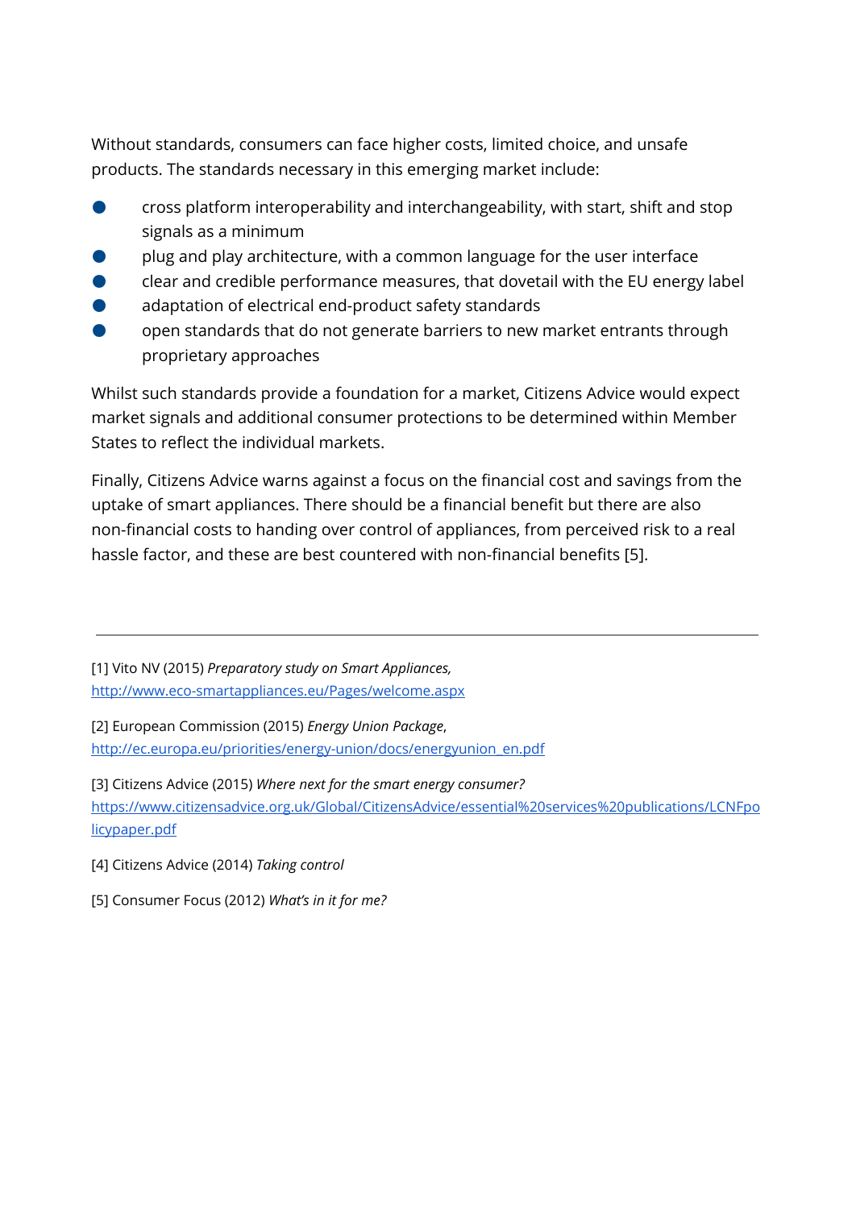Without standards, consumers can face higher costs, limited choice, and unsafe products. The standards necessary in this emerging market include:

- cross platform interoperability and interchangeability, with start, shift and stop signals as a minimum
- plug and play architecture, with a common language for the user interface
- clear and credible performance measures, that dovetail with the EU energy label
- adaptation of electrical end-product safety standards
- open standards that do not generate barriers to new market entrants through proprietary approaches

Whilst such standards provide a foundation for a market, Citizens Advice would expect market signals and additional consumer protections to be determined within Member States to reflect the individual markets.

Finally, Citizens Advice warns against a focus on the financial cost and savings from the uptake of smart appliances. There should be a financial benefit but there are also non-financial costs to handing over control of appliances, from perceived risk to a real hassle factor, and these are best countered with non-financial benefits [5].

---

[1] Vito NV (2015) *Preparatory study on Smart Appliances,* http://www.eco-smartappliances.eu/Pages/welcome.aspx

[2] European Commission (2015) *Energy Union Package*, http://ec.europa.eu/priorities/energy-union/docs/energyunion_en.pdf

[3] Citizens Advice (2015) *Where next for the smart energy consumer?* https://www.citizensadvice.org.uk/Global/CitizensAdvice/essential%20services%20publications/LCNFpolicypaper.pdf

[4] Citizens Advice (2014) *Taking control*

[5] Consumer Focus (2012) *What's in it for me?*